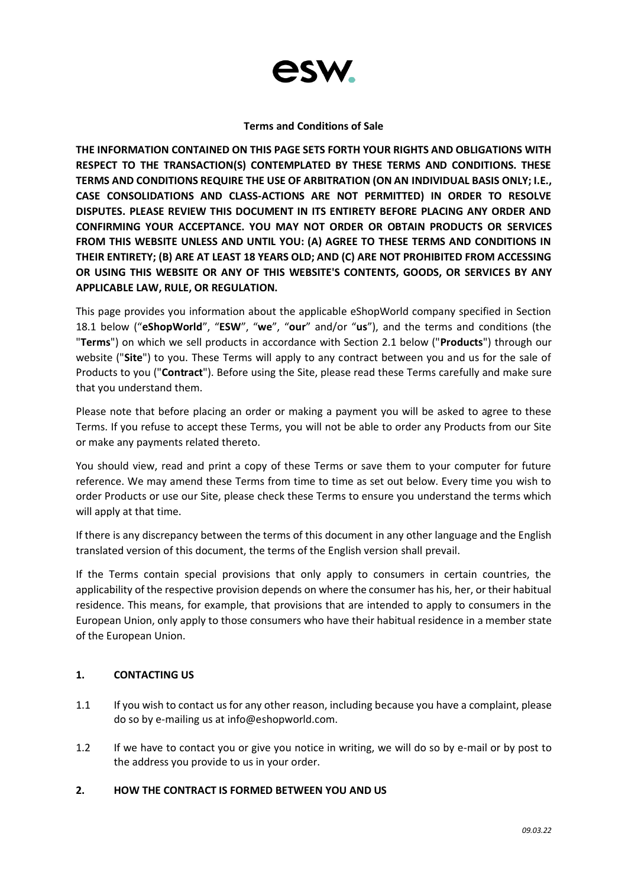esw.

**Terms and Conditions of Sale**

**THE INFORMATION CONTAINED ON THIS PAGE SETS FORTH YOUR RIGHTS AND OBLIGATIONS WITH RESPECT TO THE TRANSACTION(S) CONTEMPLATED BY THESE TERMS AND CONDITIONS. THESE TERMS AND CONDITIONS REQUIRE THE USE OF ARBITRATION (ON AN INDIVIDUAL BASIS ONLY; I.E., CASE CONSOLIDATIONS AND CLASS-ACTIONS ARE NOT PERMITTED) IN ORDER TO RESOLVE DISPUTES. PLEASE REVIEW THIS DOCUMENT IN ITS ENTIRETY BEFORE PLACING ANY ORDER AND CONFIRMING YOUR ACCEPTANCE. YOU MAY NOT ORDER OR OBTAIN PRODUCTS OR SERVICES FROM THIS WEBSITE UNLESS AND UNTIL YOU: (A) AGREE TO THESE TERMS AND CONDITIONS IN THEIR ENTIRETY; (B) ARE AT LEAST 18 YEARS OLD; AND (C) ARE NOT PROHIBITED FROM ACCESSING OR USING THIS WEBSITE OR ANY OF THIS WEBSITE'S CONTENTS, GOODS, OR SERVICES BY ANY APPLICABLE LAW, RULE, OR REGULATION.**

This page provides you information about the applicable eShopWorld company specified in Section 18.1 below ("**eShopWorld**", "**ESW**", "**we**", "**our**" and/or "**us**"), and the terms and conditions (the "**Terms**") on which we sell products in accordance with Section 2.1 below ("**Products**") through our website ("**Site**") to you. These Terms will apply to any contract between you and us for the sale of Products to you ("**Contract**"). Before using the Site, please read these Terms carefully and make sure that you understand them.

Please note that before placing an order or making a payment you will be asked to agree to these Terms. If you refuse to accept these Terms, you will not be able to order any Products from our Site or make any payments related thereto.

You should view, read and print a copy of these Terms or save them to your computer for future reference. We may amend these Terms from time to time as set out below. Every time you wish to order Products or use our Site, please check these Terms to ensure you understand the terms which will apply at that time.

If there is any discrepancy between the terms of this document in any other language and the English translated version of this document, the terms of the English version shall prevail.

If the Terms contain special provisions that only apply to consumers in certain countries, the applicability of the respective provision depends on where the consumer has his, her, or their habitual residence. This means, for example, that provisions that are intended to apply to consumers in the European Union, only apply to those consumers who have their habitual residence in a member state of the European Union.

## 1. CONTACTING US

1.1 If you wish to contact us for any other reason, including because you have a complaint, please do so by e-mailing us at info@eshopworld.com.

1.2 If we have to contact you or give you notice in writing, we will do so by e-mail or by post to the address you provide to us in your order.

## 2. HOW THE CONTRACT IS FORMED BETWEEN YOU AND US

*09.03.22*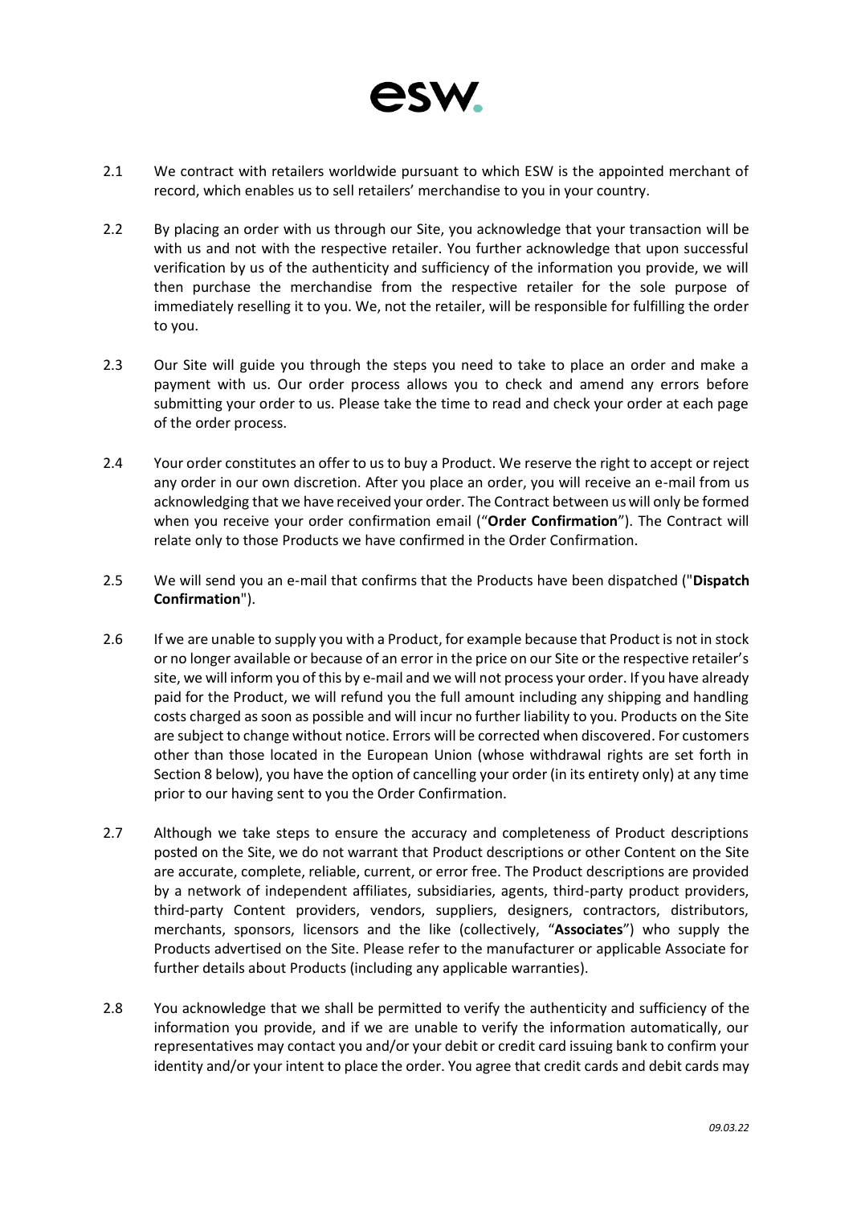2.1 We contract with retailers worldwide pursuant to which ESW is the appointed merchant of record, which enables us to sell retailers' merchandise to you in your country.

2.2 By placing an order with us through our Site, you acknowledge that your transaction will be with us and not with the respective retailer. You further acknowledge that upon successful verification by us of the authenticity and sufficiency of the information you provide, we will then purchase the merchandise from the respective retailer for the sole purpose of immediately reselling it to you. We, not the retailer, will be responsible for fulfilling the order to you.

2.3 Our Site will guide you through the steps you need to take to place an order and make a payment with us. Our order process allows you to check and amend any errors before submitting your order to us. Please take the time to read and check your order at each page of the order process.

2.4 Your order constitutes an offer to us to buy a Product. We reserve the right to accept or reject any order in our own discretion. After you place an order, you will receive an e-mail from us acknowledging that we have received your order. The Contract between us will only be formed when you receive your order confirmation email ("**Order Confirmation**"). The Contract will relate only to those Products we have confirmed in the Order Confirmation.

2.5 We will send you an e-mail that confirms that the Products have been dispatched ("**Dispatch Confirmation**").

2.6 If we are unable to supply you with a Product, for example because that Product is not in stock or no longer available or because of an error in the price on our Site or the respective retailer's site, we will inform you of this by e-mail and we will not process your order. If you have already paid for the Product, we will refund you the full amount including any shipping and handling costs charged as soon as possible and will incur no further liability to you. Products on the Site are subject to change without notice. Errors will be corrected when discovered. For customers other than those located in the European Union (whose withdrawal rights are set forth in Section 8 below), you have the option of cancelling your order (in its entirety only) at any time prior to our having sent to you the Order Confirmation.

2.7 Although we take steps to ensure the accuracy and completeness of Product descriptions posted on the Site, we do not warrant that Product descriptions or other Content on the Site are accurate, complete, reliable, current, or error free. The Product descriptions are provided by a network of independent affiliates, subsidiaries, agents, third-party product providers, third-party Content providers, vendors, suppliers, designers, contractors, distributors, merchants, sponsors, licensors and the like (collectively, "**Associates**") who supply the Products advertised on the Site. Please refer to the manufacturer or applicable Associate for further details about Products (including any applicable warranties).

2.8 You acknowledge that we shall be permitted to verify the authenticity and sufficiency of the information you provide, and if we are unable to verify the information automatically, our representatives may contact you and/or your debit or credit card issuing bank to confirm your identity and/or your intent to place the order. You agree that credit cards and debit cards may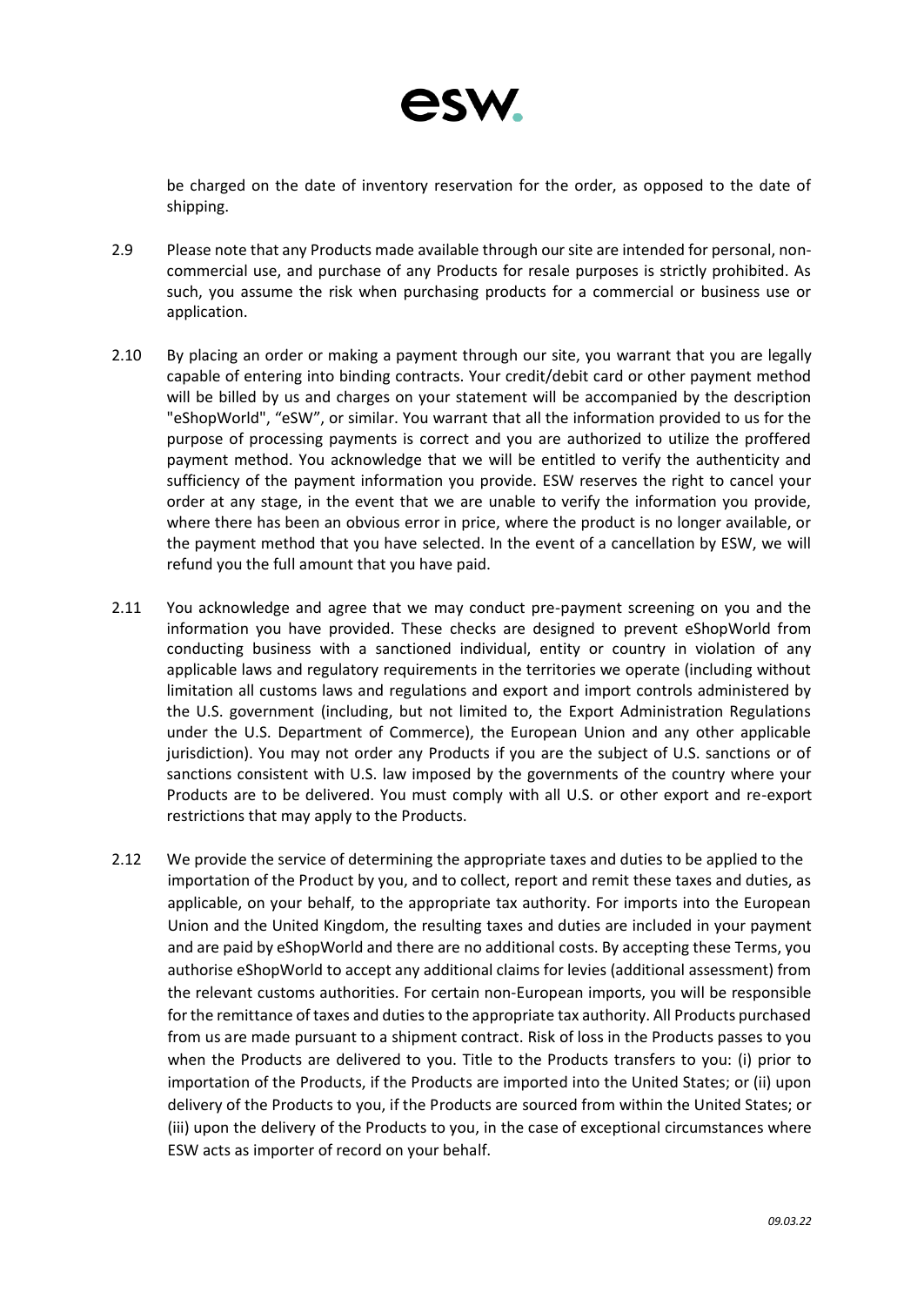be charged on the date of inventory reservation for the order, as opposed to the date of shipping.

2.9 Please note that any Products made available through our site are intended for personal, non-commercial use, and purchase of any Products for resale purposes is strictly prohibited. As such, you assume the risk when purchasing products for a commercial or business use or application.

2.10 By placing an order or making a payment through our site, you warrant that you are legally capable of entering into binding contracts. Your credit/debit card or other payment method will be billed by us and charges on your statement will be accompanied by the description "eShopWorld", "eSW", or similar. You warrant that all the information provided to us for the purpose of processing payments is correct and you are authorized to utilize the proffered payment method. You acknowledge that we will be entitled to verify the authenticity and sufficiency of the payment information you provide. ESW reserves the right to cancel your order at any stage, in the event that we are unable to verify the information you provide, where there has been an obvious error in price, where the product is no longer available, or the payment method that you have selected. In the event of a cancellation by ESW, we will refund you the full amount that you have paid.

2.11 You acknowledge and agree that we may conduct pre-payment screening on you and the information you have provided. These checks are designed to prevent eShopWorld from conducting business with a sanctioned individual, entity or country in violation of any applicable laws and regulatory requirements in the territories we operate (including without limitation all customs laws and regulations and export and import controls administered by the U.S. government (including, but not limited to, the Export Administration Regulations under the U.S. Department of Commerce), the European Union and any other applicable jurisdiction). You may not order any Products if you are the subject of U.S. sanctions or of sanctions consistent with U.S. law imposed by the governments of the country where your Products are to be delivered. You must comply with all U.S. or other export and re-export restrictions that may apply to the Products.

2.12 We provide the service of determining the appropriate taxes and duties to be applied to the importation of the Product by you, and to collect, report and remit these taxes and duties, as applicable, on your behalf, to the appropriate tax authority. For imports into the European Union and the United Kingdom, the resulting taxes and duties are included in your payment and are paid by eShopWorld and there are no additional costs. By accepting these Terms, you authorise eShopWorld to accept any additional claims for levies (additional assessment) from the relevant customs authorities. For certain non-European imports, you will be responsible for the remittance of taxes and duties to the appropriate tax authority. All Products purchased from us are made pursuant to a shipment contract. Risk of loss in the Products passes to you when the Products are delivered to you. Title to the Products transfers to you: (i) prior to importation of the Products, if the Products are imported into the United States; or (ii) upon delivery of the Products to you, if the Products are sourced from within the United States; or (iii) upon the delivery of the Products to you, in the case of exceptional circumstances where ESW acts as importer of record on your behalf.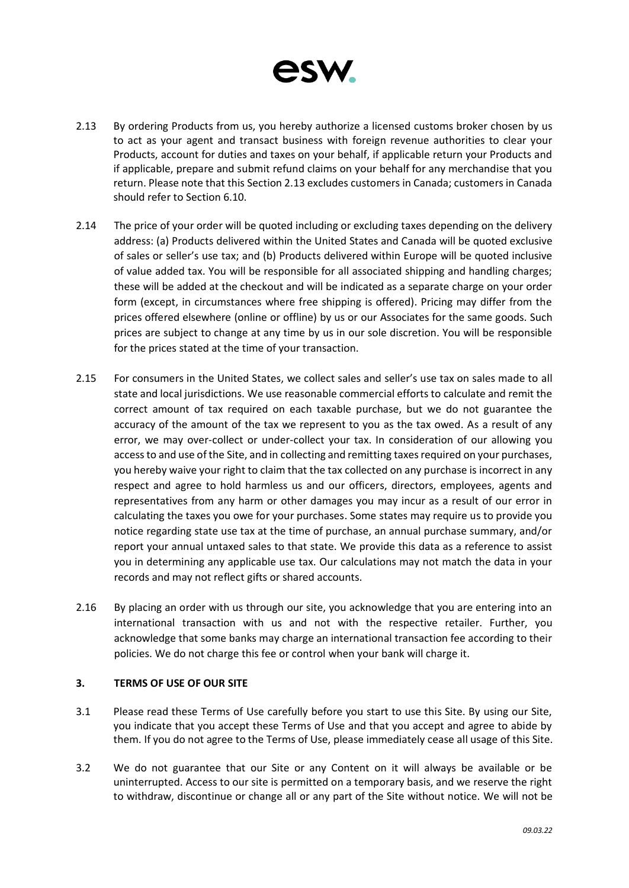2.13 By ordering Products from us, you hereby authorize a licensed customs broker chosen by us to act as your agent and transact business with foreign revenue authorities to clear your Products, account for duties and taxes on your behalf, if applicable return your Products and if applicable, prepare and submit refund claims on your behalf for any merchandise that you return. Please note that this Section 2.13 excludes customers in Canada; customers in Canada should refer to Section 6.10.

2.14 The price of your order will be quoted including or excluding taxes depending on the delivery address: (a) Products delivered within the United States and Canada will be quoted exclusive of sales or seller's use tax; and (b) Products delivered within Europe will be quoted inclusive of value added tax. You will be responsible for all associated shipping and handling charges; these will be added at the checkout and will be indicated as a separate charge on your order form (except, in circumstances where free shipping is offered). Pricing may differ from the prices offered elsewhere (online or offline) by us or our Associates for the same goods. Such prices are subject to change at any time by us in our sole discretion. You will be responsible for the prices stated at the time of your transaction.

2.15 For consumers in the United States, we collect sales and seller's use tax on sales made to all state and local jurisdictions. We use reasonable commercial efforts to calculate and remit the correct amount of tax required on each taxable purchase, but we do not guarantee the accuracy of the amount of the tax we represent to you as the tax owed. As a result of any error, we may over-collect or under-collect your tax. In consideration of our allowing you access to and use of the Site, and in collecting and remitting taxes required on your purchases, you hereby waive your right to claim that the tax collected on any purchase is incorrect in any respect and agree to hold harmless us and our officers, directors, employees, agents and representatives from any harm or other damages you may incur as a result of our error in calculating the taxes you owe for your purchases. Some states may require us to provide you notice regarding state use tax at the time of purchase, an annual purchase summary, and/or report your annual untaxed sales to that state. We provide this data as a reference to assist you in determining any applicable use tax. Our calculations may not match the data in your records and may not reflect gifts or shared accounts.

2.16 By placing an order with us through our site, you acknowledge that you are entering into an international transaction with us and not with the respective retailer. Further, you acknowledge that some banks may charge an international transaction fee according to their policies. We do not charge this fee or control when your bank will charge it.

## 3. TERMS OF USE OF OUR SITE

3.1 Please read these Terms of Use carefully before you start to use this Site. By using our Site, you indicate that you accept these Terms of Use and that you accept and agree to abide by them. If you do not agree to the Terms of Use, please immediately cease all usage of this Site.

3.2 We do not guarantee that our Site or any Content on it will always be available or be uninterrupted. Access to our site is permitted on a temporary basis, and we reserve the right to withdraw, discontinue or change all or any part of the Site without notice. We will not be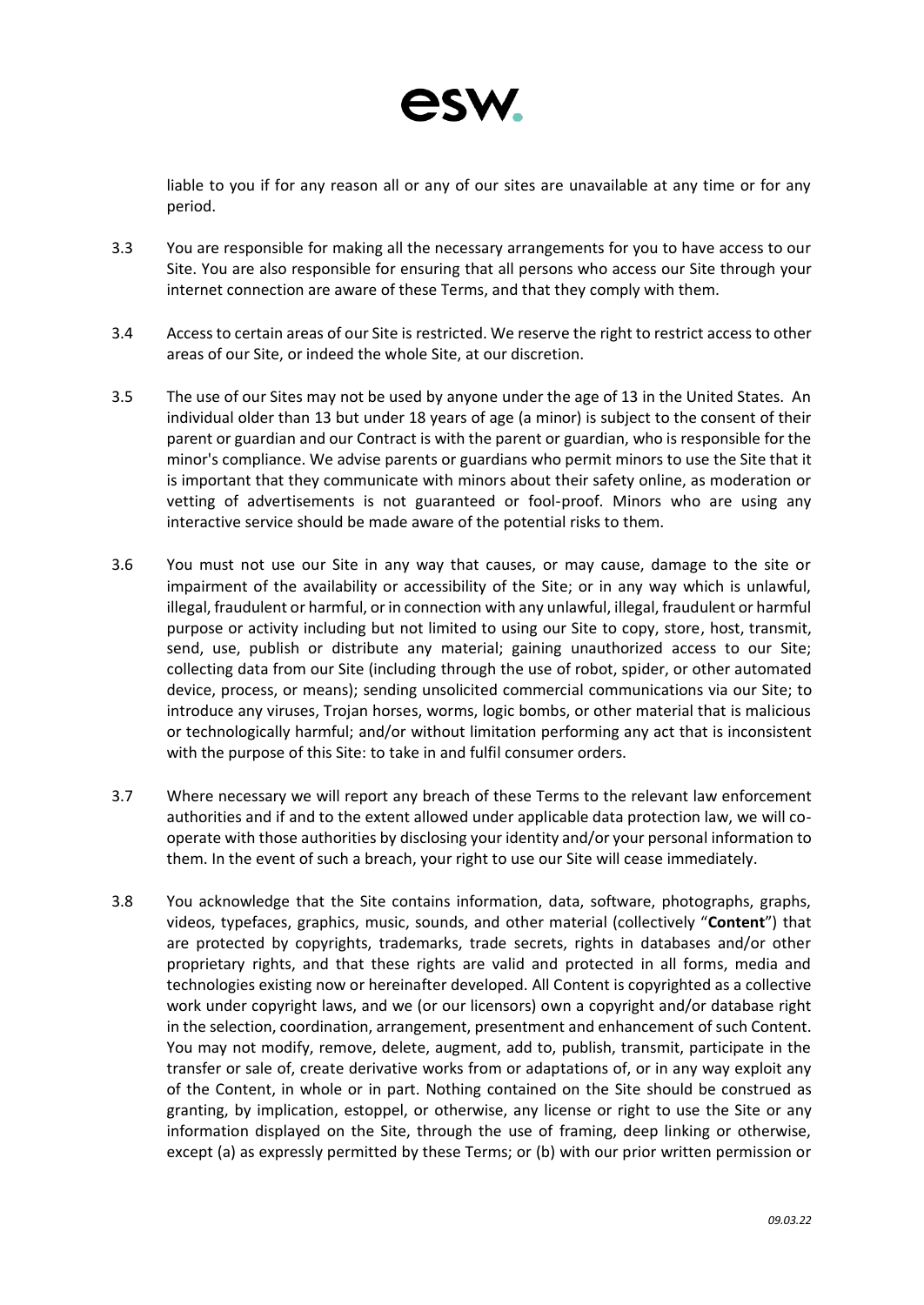liable to you if for any reason all or any of our sites are unavailable at any time or for any period.

3.3 You are responsible for making all the necessary arrangements for you to have access to our Site. You are also responsible for ensuring that all persons who access our Site through your internet connection are aware of these Terms, and that they comply with them.

3.4 Access to certain areas of our Site is restricted. We reserve the right to restrict access to other areas of our Site, or indeed the whole Site, at our discretion.

3.5 The use of our Sites may not be used by anyone under the age of 13 in the United States. An individual older than 13 but under 18 years of age (a minor) is subject to the consent of their parent or guardian and our Contract is with the parent or guardian, who is responsible for the minor's compliance. We advise parents or guardians who permit minors to use the Site that it is important that they communicate with minors about their safety online, as moderation or vetting of advertisements is not guaranteed or fool-proof. Minors who are using any interactive service should be made aware of the potential risks to them.

3.6 You must not use our Site in any way that causes, or may cause, damage to the site or impairment of the availability or accessibility of the Site; or in any way which is unlawful, illegal, fraudulent or harmful, or in connection with any unlawful, illegal, fraudulent or harmful purpose or activity including but not limited to using our Site to copy, store, host, transmit, send, use, publish or distribute any material; gaining unauthorized access to our Site; collecting data from our Site (including through the use of robot, spider, or other automated device, process, or means); sending unsolicited commercial communications via our Site; to introduce any viruses, Trojan horses, worms, logic bombs, or other material that is malicious or technologically harmful; and/or without limitation performing any act that is inconsistent with the purpose of this Site: to take in and fulfil consumer orders.

3.7 Where necessary we will report any breach of these Terms to the relevant law enforcement authorities and if and to the extent allowed under applicable data protection law, we will co-operate with those authorities by disclosing your identity and/or your personal information to them. In the event of such a breach, your right to use our Site will cease immediately.

3.8 You acknowledge that the Site contains information, data, software, photographs, graphs, videos, typefaces, graphics, music, sounds, and other material (collectively "**Content**") that are protected by copyrights, trademarks, trade secrets, rights in databases and/or other proprietary rights, and that these rights are valid and protected in all forms, media and technologies existing now or hereinafter developed. All Content is copyrighted as a collective work under copyright laws, and we (or our licensors) own a copyright and/or database right in the selection, coordination, arrangement, presentment and enhancement of such Content. You may not modify, remove, delete, augment, add to, publish, transmit, participate in the transfer or sale of, create derivative works from or adaptations of, or in any way exploit any of the Content, in whole or in part. Nothing contained on the Site should be construed as granting, by implication, estoppel, or otherwise, any license or right to use the Site or any information displayed on the Site, through the use of framing, deep linking or otherwise, except (a) as expressly permitted by these Terms; or (b) with our prior written permission or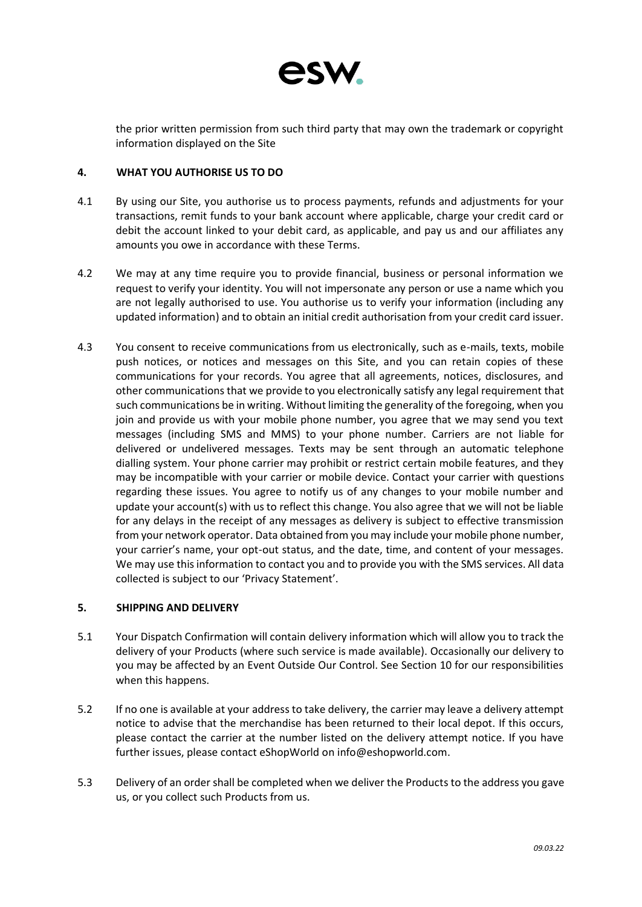the prior written permission from such third party that may own the trademark or copyright information displayed on the Site

## 4. WHAT YOU AUTHORISE US TO DO

4.1 By using our Site, you authorise us to process payments, refunds and adjustments for your transactions, remit funds to your bank account where applicable, charge your credit card or debit the account linked to your debit card, as applicable, and pay us and our affiliates any amounts you owe in accordance with these Terms.

4.2 We may at any time require you to provide financial, business or personal information we request to verify your identity. You will not impersonate any person or use a name which you are not legally authorised to use. You authorise us to verify your information (including any updated information) and to obtain an initial credit authorisation from your credit card issuer.

4.3 You consent to receive communications from us electronically, such as e-mails, texts, mobile push notices, or notices and messages on this Site, and you can retain copies of these communications for your records. You agree that all agreements, notices, disclosures, and other communications that we provide to you electronically satisfy any legal requirement that such communications be in writing. Without limiting the generality of the foregoing, when you join and provide us with your mobile phone number, you agree that we may send you text messages (including SMS and MMS) to your phone number. Carriers are not liable for delivered or undelivered messages. Texts may be sent through an automatic telephone dialling system. Your phone carrier may prohibit or restrict certain mobile features, and they may be incompatible with your carrier or mobile device. Contact your carrier with questions regarding these issues. You agree to notify us of any changes to your mobile number and update your account(s) with us to reflect this change. You also agree that we will not be liable for any delays in the receipt of any messages as delivery is subject to effective transmission from your network operator. Data obtained from you may include your mobile phone number, your carrier's name, your opt-out status, and the date, time, and content of your messages. We may use this information to contact you and to provide you with the SMS services. All data collected is subject to our 'Privacy Statement'.

## 5. SHIPPING AND DELIVERY

5.1 Your Dispatch Confirmation will contain delivery information which will allow you to track the delivery of your Products (where such service is made available). Occasionally our delivery to you may be affected by an Event Outside Our Control. See Section 10 for our responsibilities when this happens.

5.2 If no one is available at your address to take delivery, the carrier may leave a delivery attempt notice to advise that the merchandise has been returned to their local depot. If this occurs, please contact the carrier at the number listed on the delivery attempt notice. If you have further issues, please contact eShopWorld on info@eshopworld.com.

5.3 Delivery of an order shall be completed when we deliver the Products to the address you gave us, or you collect such Products from us.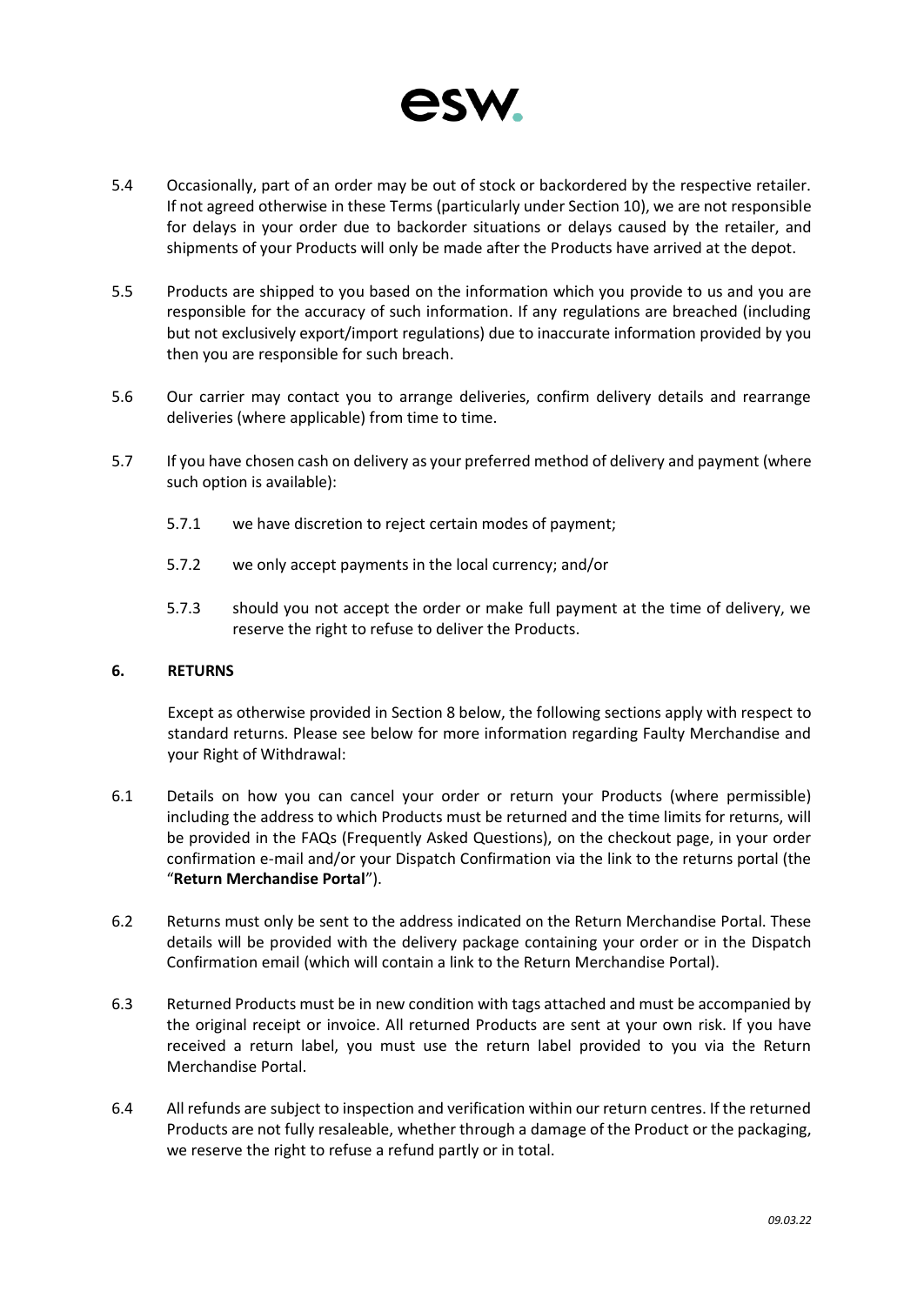5.4 Occasionally, part of an order may be out of stock or backordered by the respective retailer. If not agreed otherwise in these Terms (particularly under Section 10), we are not responsible for delays in your order due to backorder situations or delays caused by the retailer, and shipments of your Products will only be made after the Products have arrived at the depot.

5.5 Products are shipped to you based on the information which you provide to us and you are responsible for the accuracy of such information. If any regulations are breached (including but not exclusively export/import regulations) due to inaccurate information provided by you then you are responsible for such breach.

5.6 Our carrier may contact you to arrange deliveries, confirm delivery details and rearrange deliveries (where applicable) from time to time.

5.7 If you have chosen cash on delivery as your preferred method of delivery and payment (where such option is available):

5.7.1 we have discretion to reject certain modes of payment;

5.7.2 we only accept payments in the local currency; and/or

5.7.3 should you not accept the order or make full payment at the time of delivery, we reserve the right to refuse to deliver the Products.

## 6. RETURNS

Except as otherwise provided in Section 8 below, the following sections apply with respect to standard returns. Please see below for more information regarding Faulty Merchandise and your Right of Withdrawal:

6.1 Details on how you can cancel your order or return your Products (where permissible) including the address to which Products must be returned and the time limits for returns, will be provided in the FAQs (Frequently Asked Questions), on the checkout page, in your order confirmation e-mail and/or your Dispatch Confirmation via the link to the returns portal (the "**Return Merchandise Portal**").

6.2 Returns must only be sent to the address indicated on the Return Merchandise Portal. These details will be provided with the delivery package containing your order or in the Dispatch Confirmation email (which will contain a link to the Return Merchandise Portal).

6.3 Returned Products must be in new condition with tags attached and must be accompanied by the original receipt or invoice. All returned Products are sent at your own risk. If you have received a return label, you must use the return label provided to you via the Return Merchandise Portal.

6.4 All refunds are subject to inspection and verification within our return centres. If the returned Products are not fully resaleable, whether through a damage of the Product or the packaging, we reserve the right to refuse a refund partly or in total.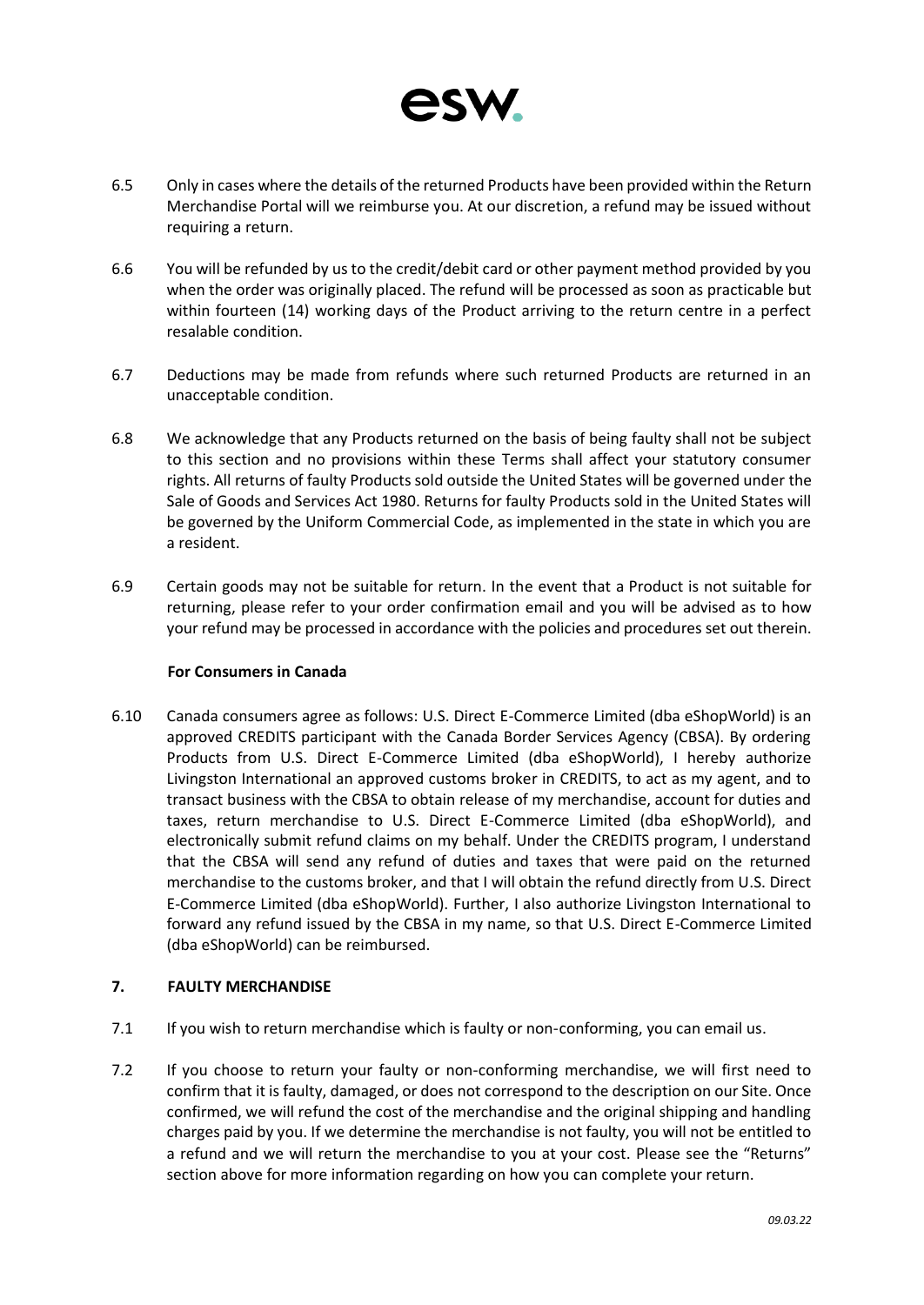6.5 Only in cases where the details of the returned Products have been provided within the Return Merchandise Portal will we reimburse you. At our discretion, a refund may be issued without requiring a return.

6.6 You will be refunded by us to the credit/debit card or other payment method provided by you when the order was originally placed. The refund will be processed as soon as practicable but within fourteen (14) working days of the Product arriving to the return centre in a perfect resalable condition.

6.7 Deductions may be made from refunds where such returned Products are returned in an unacceptable condition.

6.8 We acknowledge that any Products returned on the basis of being faulty shall not be subject to this section and no provisions within these Terms shall affect your statutory consumer rights. All returns of faulty Products sold outside the United States will be governed under the Sale of Goods and Services Act 1980. Returns for faulty Products sold in the United States will be governed by the Uniform Commercial Code, as implemented in the state in which you are a resident.

6.9 Certain goods may not be suitable for return. In the event that a Product is not suitable for returning, please refer to your order confirmation email and you will be advised as to how your refund may be processed in accordance with the policies and procedures set out therein.

**For Consumers in Canada**

6.10 Canada consumers agree as follows: U.S. Direct E-Commerce Limited (dba eShopWorld) is an approved CREDITS participant with the Canada Border Services Agency (CBSA). By ordering Products from U.S. Direct E-Commerce Limited (dba eShopWorld), I hereby authorize Livingston International an approved customs broker in CREDITS, to act as my agent, and to transact business with the CBSA to obtain release of my merchandise, account for duties and taxes, return merchandise to U.S. Direct E-Commerce Limited (dba eShopWorld), and electronically submit refund claims on my behalf. Under the CREDITS program, I understand that the CBSA will send any refund of duties and taxes that were paid on the returned merchandise to the customs broker, and that I will obtain the refund directly from U.S. Direct E-Commerce Limited (dba eShopWorld). Further, I also authorize Livingston International to forward any refund issued by the CBSA in my name, so that U.S. Direct E-Commerce Limited (dba eShopWorld) can be reimbursed.

## 7. FAULTY MERCHANDISE

7.1 If you wish to return merchandise which is faulty or non-conforming, you can email us.

7.2 If you choose to return your faulty or non-conforming merchandise, we will first need to confirm that it is faulty, damaged, or does not correspond to the description on our Site. Once confirmed, we will refund the cost of the merchandise and the original shipping and handling charges paid by you. If we determine the merchandise is not faulty, you will not be entitled to a refund and we will return the merchandise to you at your cost. Please see the "Returns" section above for more information regarding on how you can complete your return.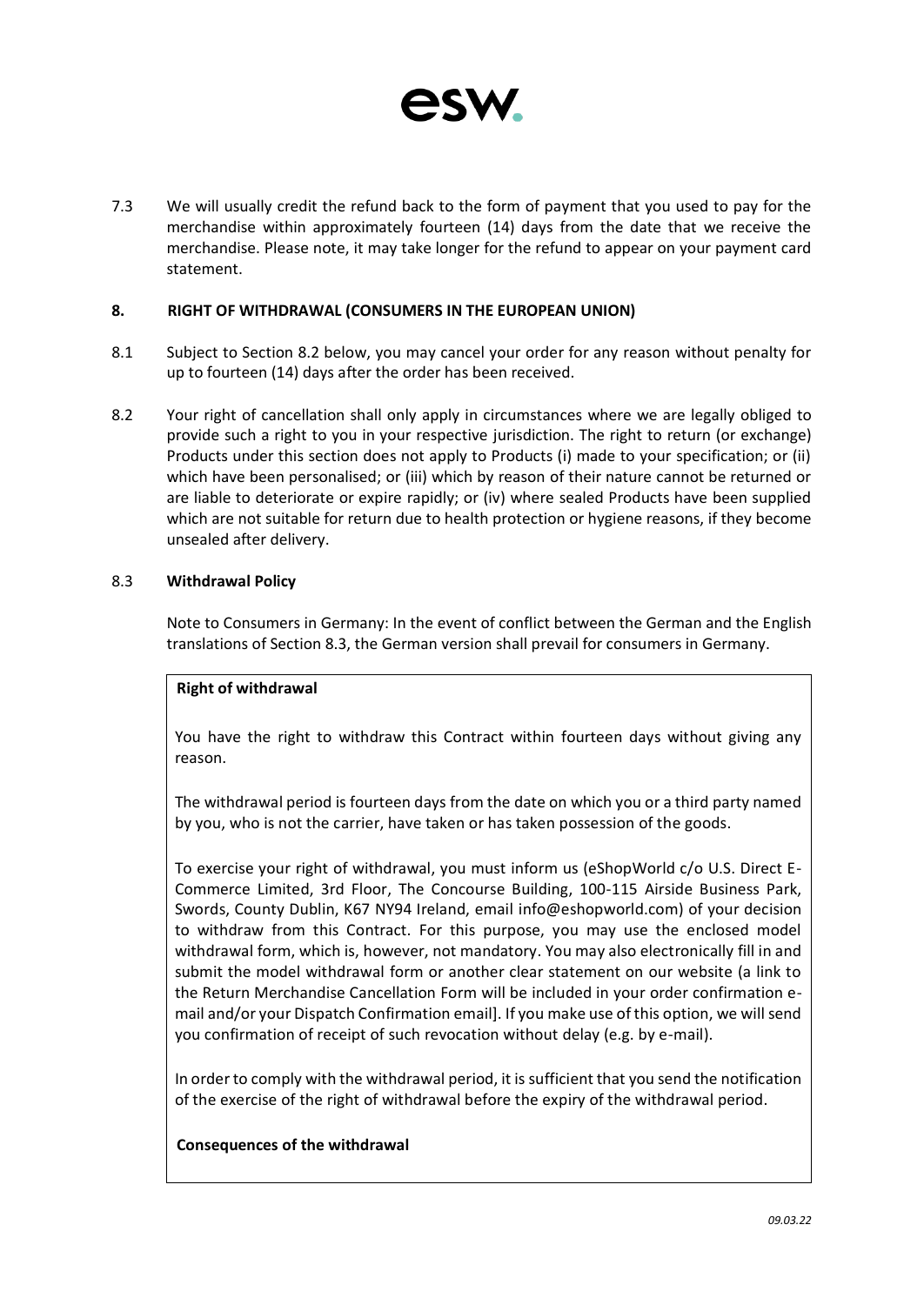7.3 We will usually credit the refund back to the form of payment that you used to pay for the merchandise within approximately fourteen (14) days from the date that we receive the merchandise. Please note, it may take longer for the refund to appear on your payment card statement.

## 8. RIGHT OF WITHDRAWAL (CONSUMERS IN THE EUROPEAN UNION)

8.1 Subject to Section 8.2 below, you may cancel your order for any reason without penalty for up to fourteen (14) days after the order has been received.

8.2 Your right of cancellation shall only apply in circumstances where we are legally obliged to provide such a right to you in your respective jurisdiction. The right to return (or exchange) Products under this section does not apply to Products (i) made to your specification; or (ii) which have been personalised; or (iii) which by reason of their nature cannot be returned or are liable to deteriorate or expire rapidly; or (iv) where sealed Products have been supplied which are not suitable for return due to health protection or hygiene reasons, if they become unsealed after delivery.

8.3 **Withdrawal Policy**

Note to Consumers in Germany: In the event of conflict between the German and the English translations of Section 8.3, the German version shall prevail for consumers in Germany.

**Right of withdrawal**

You have the right to withdraw this Contract within fourteen days without giving any reason.

The withdrawal period is fourteen days from the date on which you or a third party named by you, who is not the carrier, have taken or has taken possession of the goods.

To exercise your right of withdrawal, you must inform us (eShopWorld c/o U.S. Direct E-Commerce Limited, 3rd Floor, The Concourse Building, 100-115 Airside Business Park, Swords, County Dublin, K67 NY94 Ireland, email info@eshopworld.com) of your decision to withdraw from this Contract. For this purpose, you may use the enclosed model withdrawal form, which is, however, not mandatory. You may also electronically fill in and submit the model withdrawal form or another clear statement on our website (a link to the Return Merchandise Cancellation Form will be included in your order confirmation e-mail and/or your Dispatch Confirmation email]. If you make use of this option, we will send you confirmation of receipt of such revocation without delay (e.g. by e-mail).

In order to comply with the withdrawal period, it is sufficient that you send the notification of the exercise of the right of withdrawal before the expiry of the withdrawal period.

**Consequences of the withdrawal**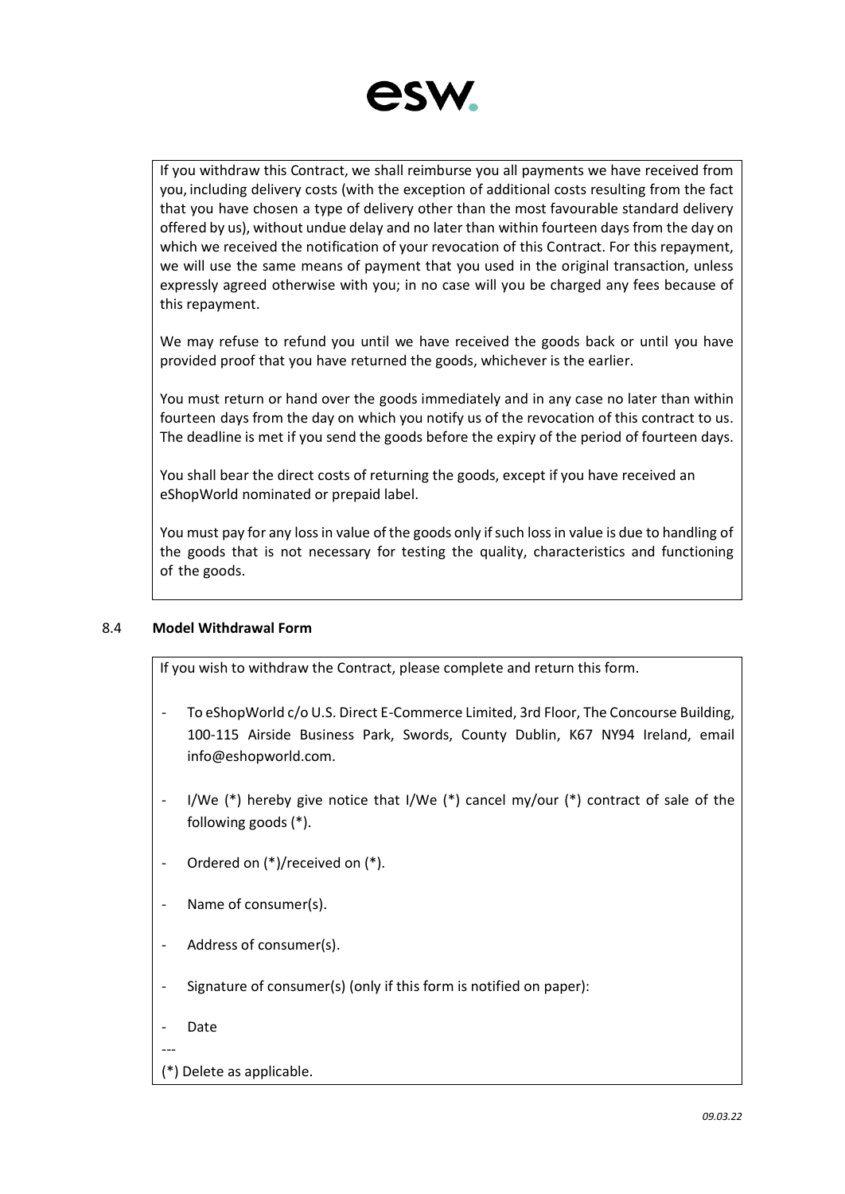If you withdraw this Contract, we shall reimburse you all payments we have received from you, including delivery costs (with the exception of additional costs resulting from the fact that you have chosen a type of delivery other than the most favourable standard delivery offered by us), without undue delay and no later than within fourteen days from the day on which we received the notification of your revocation of this Contract. For this repayment, we will use the same means of payment that you used in the original transaction, unless expressly agreed otherwise with you; in no case will you be charged any fees because of this repayment.

We may refuse to refund you until we have received the goods back or until you have provided proof that you have returned the goods, whichever is the earlier.

You must return or hand over the goods immediately and in any case no later than within fourteen days from the day on which you notify us of the revocation of this contract to us. The deadline is met if you send the goods before the expiry of the period of fourteen days.

You shall bear the direct costs of returning the goods, except if you have received an eShopWorld nominated or prepaid label.

You must pay for any loss in value of the goods only if such loss in value is due to handling of the goods that is not necessary for testing the quality, characteristics and functioning of the goods.

### 8.4 Model Withdrawal Form

If you wish to withdraw the Contract, please complete and return this form.

- To eShopWorld c/o U.S. Direct E-Commerce Limited, 3rd Floor, The Concourse Building, 100-115 Airside Business Park, Swords, County Dublin, K67 NY94 Ireland, email info@eshopworld.com.
- I/We (*) hereby give notice that I/We (*) cancel my/our (*) contract of sale of the following goods (*).
- Ordered on (*)/received on (*).
- Name of consumer(s).
- Address of consumer(s).
- Signature of consumer(s) (only if this form is notified on paper):
- Date

---

(*) Delete as applicable.

*09.03.22*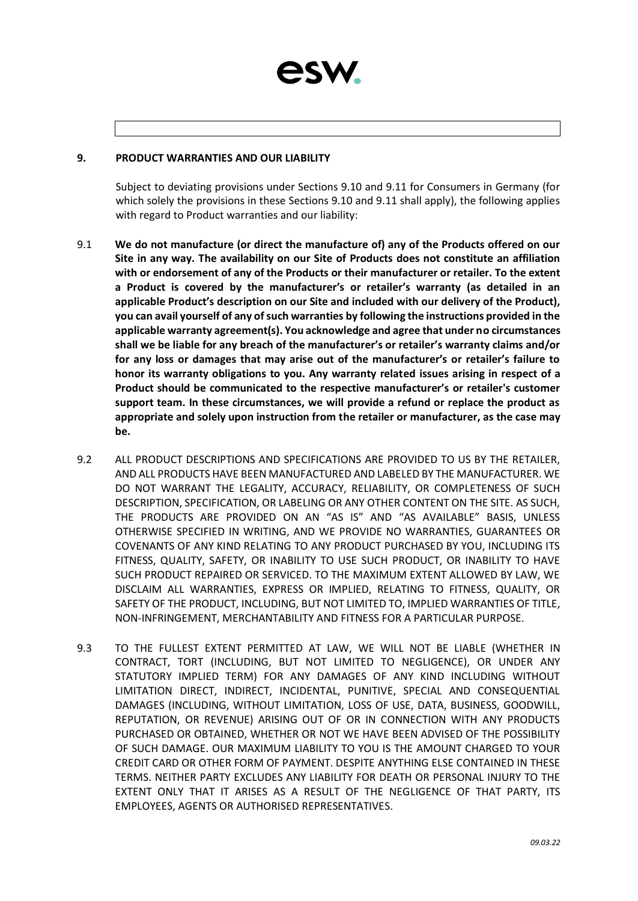## 9. PRODUCT WARRANTIES AND OUR LIABILITY

Subject to deviating provisions under Sections 9.10 and 9.11 for Consumers in Germany (for which solely the provisions in these Sections 9.10 and 9.11 shall apply), the following applies with regard to Product warranties and our liability:

9.1 **We do not manufacture (or direct the manufacture of) any of the Products offered on our Site in any way. The availability on our Site of Products does not constitute an affiliation with or endorsement of any of the Products or their manufacturer or retailer. To the extent a Product is covered by the manufacturer's or retailer's warranty (as detailed in an applicable Product's description on our Site and included with our delivery of the Product), you can avail yourself of any of such warranties by following the instructions provided in the applicable warranty agreement(s). You acknowledge and agree that under no circumstances shall we be liable for any breach of the manufacturer's or retailer's warranty claims and/or for any loss or damages that may arise out of the manufacturer's or retailer's failure to honor its warranty obligations to you. Any warranty related issues arising in respect of a Product should be communicated to the respective manufacturer's or retailer's customer support team. In these circumstances, we will provide a refund or replace the product as appropriate and solely upon instruction from the retailer or manufacturer, as the case may be.**

9.2 ALL PRODUCT DESCRIPTIONS AND SPECIFICATIONS ARE PROVIDED TO US BY THE RETAILER, AND ALL PRODUCTS HAVE BEEN MANUFACTURED AND LABELED BY THE MANUFACTURER. WE DO NOT WARRANT THE LEGALITY, ACCURACY, RELIABILITY, OR COMPLETENESS OF SUCH DESCRIPTION, SPECIFICATION, OR LABELING OR ANY OTHER CONTENT ON THE SITE. AS SUCH, THE PRODUCTS ARE PROVIDED ON AN "AS IS" AND "AS AVAILABLE" BASIS, UNLESS OTHERWISE SPECIFIED IN WRITING, AND WE PROVIDE NO WARRANTIES, GUARANTEES OR COVENANTS OF ANY KIND RELATING TO ANY PRODUCT PURCHASED BY YOU, INCLUDING ITS FITNESS, QUALITY, SAFETY, OR INABILITY TO USE SUCH PRODUCT, OR INABILITY TO HAVE SUCH PRODUCT REPAIRED OR SERVICED. TO THE MAXIMUM EXTENT ALLOWED BY LAW, WE DISCLAIM ALL WARRANTIES, EXPRESS OR IMPLIED, RELATING TO FITNESS, QUALITY, OR SAFETY OF THE PRODUCT, INCLUDING, BUT NOT LIMITED TO, IMPLIED WARRANTIES OF TITLE, NON-INFRINGEMENT, MERCHANTABILITY AND FITNESS FOR A PARTICULAR PURPOSE.

9.3 TO THE FULLEST EXTENT PERMITTED AT LAW, WE WILL NOT BE LIABLE (WHETHER IN CONTRACT, TORT (INCLUDING, BUT NOT LIMITED TO, NEGLIGENCE), OR UNDER ANY STATUTORY IMPLIED TERM) FOR ANY DAMAGES OF ANY KIND INCLUDING WITHOUT LIMITATION DIRECT, INDIRECT, INCIDENTAL, PUNITIVE, SPECIAL AND CONSEQUENTIAL DAMAGES (INCLUDING, WITHOUT LIMITATION, LOSS OF USE, DATA, BUSINESS, GOODWILL, REPUTATION, OR REVENUE) ARISING OUT OF OR IN CONNECTION WITH ANY PRODUCTS PURCHASED OR OBTAINED, WHETHER OR NOT WE HAVE BEEN ADVISED OF THE POSSIBILITY OF SUCH DAMAGE. OUR MAXIMUM LIABILITY TO YOU IS THE AMOUNT CHARGED TO YOUR CREDIT CARD OR OTHER FORM OF PAYMENT. DESPITE ANYTHING ELSE CONTAINED IN THESE TERMS. NEITHER PARTY EXCLUDES ANY LIABILITY FOR DEATH OR PERSONAL INJURY TO THE EXTENT ONLY THAT IT ARISES AS A RESULT OF THE NEGLIGENCE OF THAT PARTY, ITS EMPLOYEES, AGENTS OR AUTHORISED REPRESENTATIVES.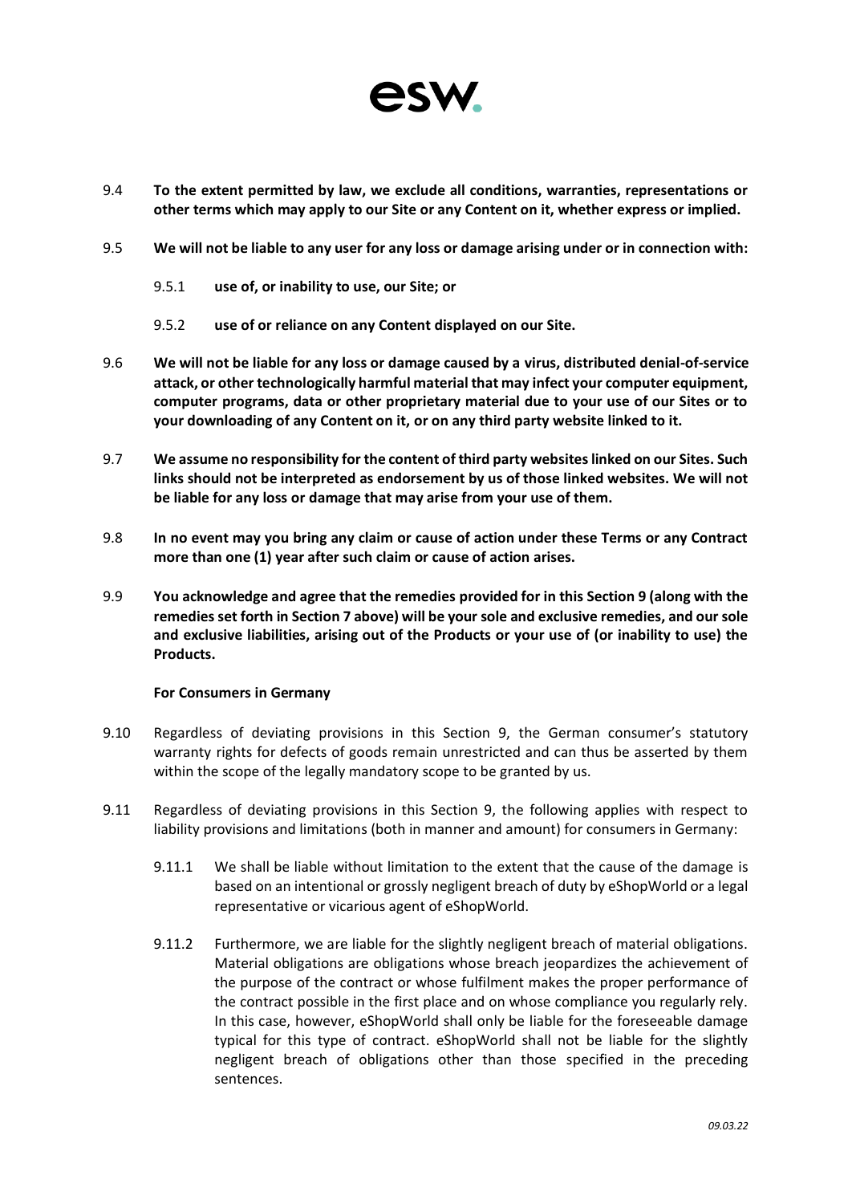9.4 **To the extent permitted by law, we exclude all conditions, warranties, representations or other terms which may apply to our Site or any Content on it, whether express or implied.**

9.5 **We will not be liable to any user for any loss or damage arising under or in connection with:**

9.5.1 **use of, or inability to use, our Site; or**

9.5.2 **use of or reliance on any Content displayed on our Site.**

9.6 **We will not be liable for any loss or damage caused by a virus, distributed denial-of-service attack, or other technologically harmful material that may infect your computer equipment, computer programs, data or other proprietary material due to your use of our Sites or to your downloading of any Content on it, or on any third party website linked to it.**

9.7 **We assume no responsibility for the content of third party websites linked on our Sites. Such links should not be interpreted as endorsement by us of those linked websites. We will not be liable for any loss or damage that may arise from your use of them.**

9.8 **In no event may you bring any claim or cause of action under these Terms or any Contract more than one (1) year after such claim or cause of action arises.**

9.9 **You acknowledge and agree that the remedies provided for in this Section 9 (along with the remedies set forth in Section 7 above) will be your sole and exclusive remedies, and our sole and exclusive liabilities, arising out of the Products or your use of (or inability to use) the Products.**

**For Consumers in Germany**

9.10 Regardless of deviating provisions in this Section 9, the German consumer's statutory warranty rights for defects of goods remain unrestricted and can thus be asserted by them within the scope of the legally mandatory scope to be granted by us.

9.11 Regardless of deviating provisions in this Section 9, the following applies with respect to liability provisions and limitations (both in manner and amount) for consumers in Germany:

9.11.1 We shall be liable without limitation to the extent that the cause of the damage is based on an intentional or grossly negligent breach of duty by eShopWorld or a legal representative or vicarious agent of eShopWorld.

9.11.2 Furthermore, we are liable for the slightly negligent breach of material obligations. Material obligations are obligations whose breach jeopardizes the achievement of the purpose of the contract or whose fulfilment makes the proper performance of the contract possible in the first place and on whose compliance you regularly rely. In this case, however, eShopWorld shall only be liable for the foreseeable damage typical for this type of contract. eShopWorld shall not be liable for the slightly negligent breach of obligations other than those specified in the preceding sentences.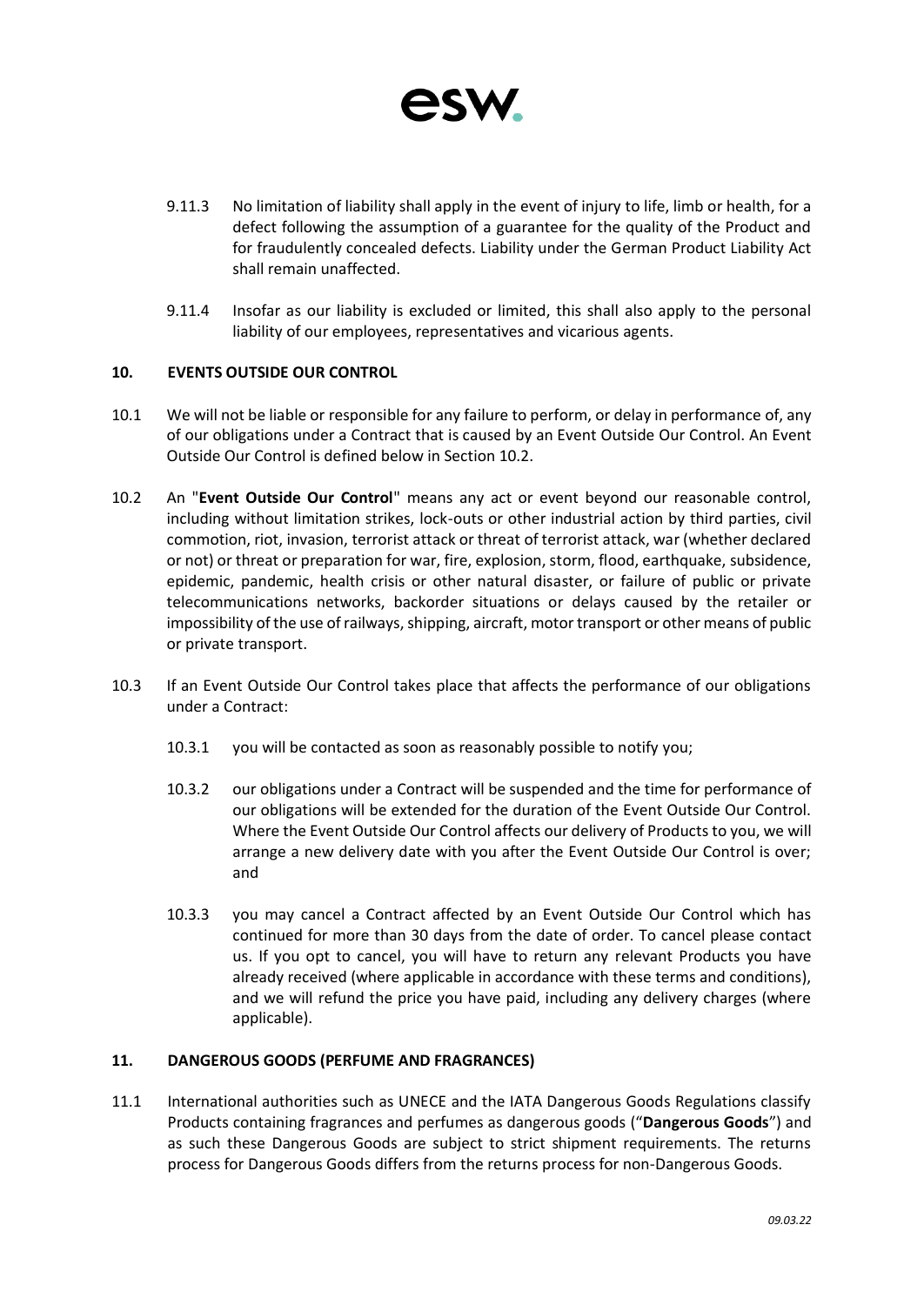9.11.3 No limitation of liability shall apply in the event of injury to life, limb or health, for a defect following the assumption of a guarantee for the quality of the Product and for fraudulently concealed defects. Liability under the German Product Liability Act shall remain unaffected.

9.11.4 Insofar as our liability is excluded or limited, this shall also apply to the personal liability of our employees, representatives and vicarious agents.

## 10. EVENTS OUTSIDE OUR CONTROL

10.1 We will not be liable or responsible for any failure to perform, or delay in performance of, any of our obligations under a Contract that is caused by an Event Outside Our Control. An Event Outside Our Control is defined below in Section 10.2.

10.2 An "**Event Outside Our Control**" means any act or event beyond our reasonable control, including without limitation strikes, lock-outs or other industrial action by third parties, civil commotion, riot, invasion, terrorist attack or threat of terrorist attack, war (whether declared or not) or threat or preparation for war, fire, explosion, storm, flood, earthquake, subsidence, epidemic, pandemic, health crisis or other natural disaster, or failure of public or private telecommunications networks, backorder situations or delays caused by the retailer or impossibility of the use of railways, shipping, aircraft, motor transport or other means of public or private transport.

10.3 If an Event Outside Our Control takes place that affects the performance of our obligations under a Contract:

10.3.1 you will be contacted as soon as reasonably possible to notify you;

10.3.2 our obligations under a Contract will be suspended and the time for performance of our obligations will be extended for the duration of the Event Outside Our Control. Where the Event Outside Our Control affects our delivery of Products to you, we will arrange a new delivery date with you after the Event Outside Our Control is over; and

10.3.3 you may cancel a Contract affected by an Event Outside Our Control which has continued for more than 30 days from the date of order. To cancel please contact us. If you opt to cancel, you will have to return any relevant Products you have already received (where applicable in accordance with these terms and conditions), and we will refund the price you have paid, including any delivery charges (where applicable).

## 11. DANGEROUS GOODS (PERFUME AND FRAGRANCES)

11.1 International authorities such as UNECE and the IATA Dangerous Goods Regulations classify Products containing fragrances and perfumes as dangerous goods ("**Dangerous Goods**") and as such these Dangerous Goods are subject to strict shipment requirements. The returns process for Dangerous Goods differs from the returns process for non-Dangerous Goods.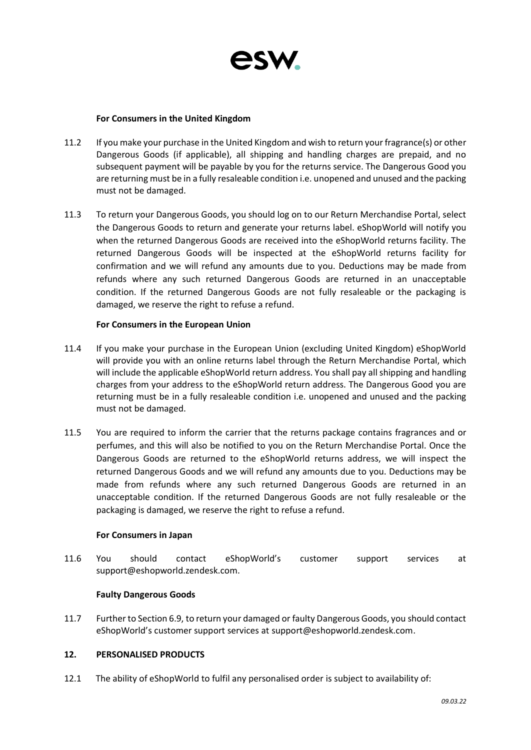**For Consumers in the United Kingdom**

11.2 If you make your purchase in the United Kingdom and wish to return your fragrance(s) or other Dangerous Goods (if applicable), all shipping and handling charges are prepaid, and no subsequent payment will be payable by you for the returns service. The Dangerous Good you are returning must be in a fully resaleable condition i.e. unopened and unused and the packing must not be damaged.

11.3 To return your Dangerous Goods, you should log on to our Return Merchandise Portal, select the Dangerous Goods to return and generate your returns label. eShopWorld will notify you when the returned Dangerous Goods are received into the eShopWorld returns facility. The returned Dangerous Goods will be inspected at the eShopWorld returns facility for confirmation and we will refund any amounts due to you. Deductions may be made from refunds where any such returned Dangerous Goods are returned in an unacceptable condition. If the returned Dangerous Goods are not fully resaleable or the packaging is damaged, we reserve the right to refuse a refund.

**For Consumers in the European Union**

11.4 If you make your purchase in the European Union (excluding United Kingdom) eShopWorld will provide you with an online returns label through the Return Merchandise Portal, which will include the applicable eShopWorld return address. You shall pay all shipping and handling charges from your address to the eShopWorld return address. The Dangerous Good you are returning must be in a fully resaleable condition i.e. unopened and unused and the packing must not be damaged.

11.5 You are required to inform the carrier that the returns package contains fragrances and or perfumes, and this will also be notified to you on the Return Merchandise Portal. Once the Dangerous Goods are returned to the eShopWorld returns address, we will inspect the returned Dangerous Goods and we will refund any amounts due to you. Deductions may be made from refunds where any such returned Dangerous Goods are returned in an unacceptable condition. If the returned Dangerous Goods are not fully resaleable or the packaging is damaged, we reserve the right to refuse a refund.

**For Consumers in Japan**

11.6 You should contact eShopWorld's customer support services at support@eshopworld.zendesk.com.

**Faulty Dangerous Goods**

11.7 Further to Section 6.9, to return your damaged or faulty Dangerous Goods, you should contact eShopWorld's customer support services at support@eshopworld.zendesk.com.

**12. PERSONALISED PRODUCTS**

12.1 The ability of eShopWorld to fulfil any personalised order is subject to availability of: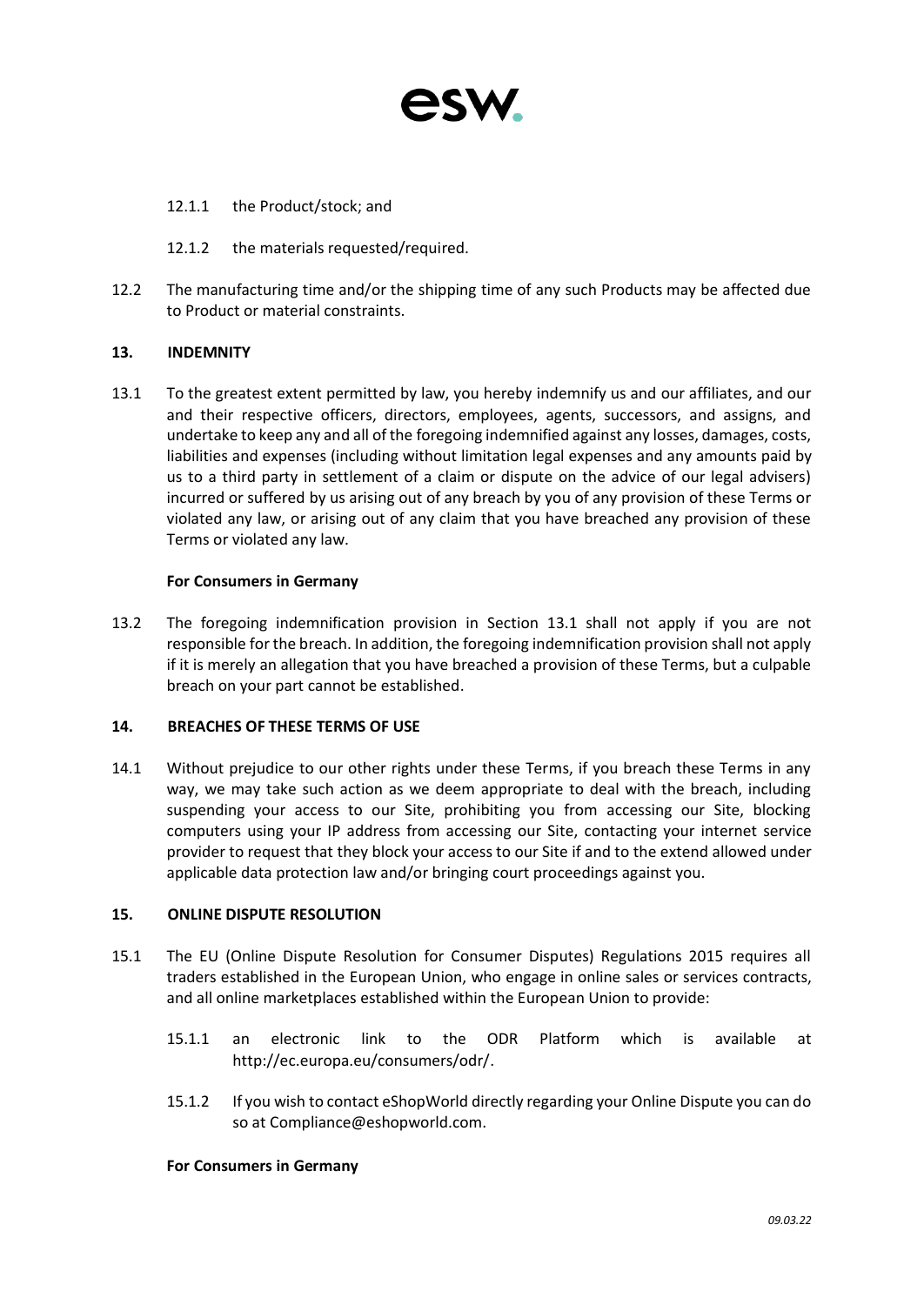12.1.1 the Product/stock; and

12.1.2 the materials requested/required.

12.2 The manufacturing time and/or the shipping time of any such Products may be affected due to Product or material constraints.

## 13. INDEMNITY

13.1 To the greatest extent permitted by law, you hereby indemnify us and our affiliates, and our and their respective officers, directors, employees, agents, successors, and assigns, and undertake to keep any and all of the foregoing indemnified against any losses, damages, costs, liabilities and expenses (including without limitation legal expenses and any amounts paid by us to a third party in settlement of a claim or dispute on the advice of our legal advisers) incurred or suffered by us arising out of any breach by you of any provision of these Terms or violated any law, or arising out of any claim that you have breached any provision of these Terms or violated any law.

**For Consumers in Germany**

13.2 The foregoing indemnification provision in Section 13.1 shall not apply if you are not responsible for the breach. In addition, the foregoing indemnification provision shall not apply if it is merely an allegation that you have breached a provision of these Terms, but a culpable breach on your part cannot be established.

## 14. BREACHES OF THESE TERMS OF USE

14.1 Without prejudice to our other rights under these Terms, if you breach these Terms in any way, we may take such action as we deem appropriate to deal with the breach, including suspending your access to our Site, prohibiting you from accessing our Site, blocking computers using your IP address from accessing our Site, contacting your internet service provider to request that they block your access to our Site if and to the extend allowed under applicable data protection law and/or bringing court proceedings against you.

## 15. ONLINE DISPUTE RESOLUTION

15.1 The EU (Online Dispute Resolution for Consumer Disputes) Regulations 2015 requires all traders established in the European Union, who engage in online sales or services contracts, and all online marketplaces established within the European Union to provide:

15.1.1 an electronic link to the ODR Platform which is available at http://ec.europa.eu/consumers/odr/.

15.1.2 If you wish to contact eShopWorld directly regarding your Online Dispute you can do so at Compliance@eshopworld.com.

**For Consumers in Germany**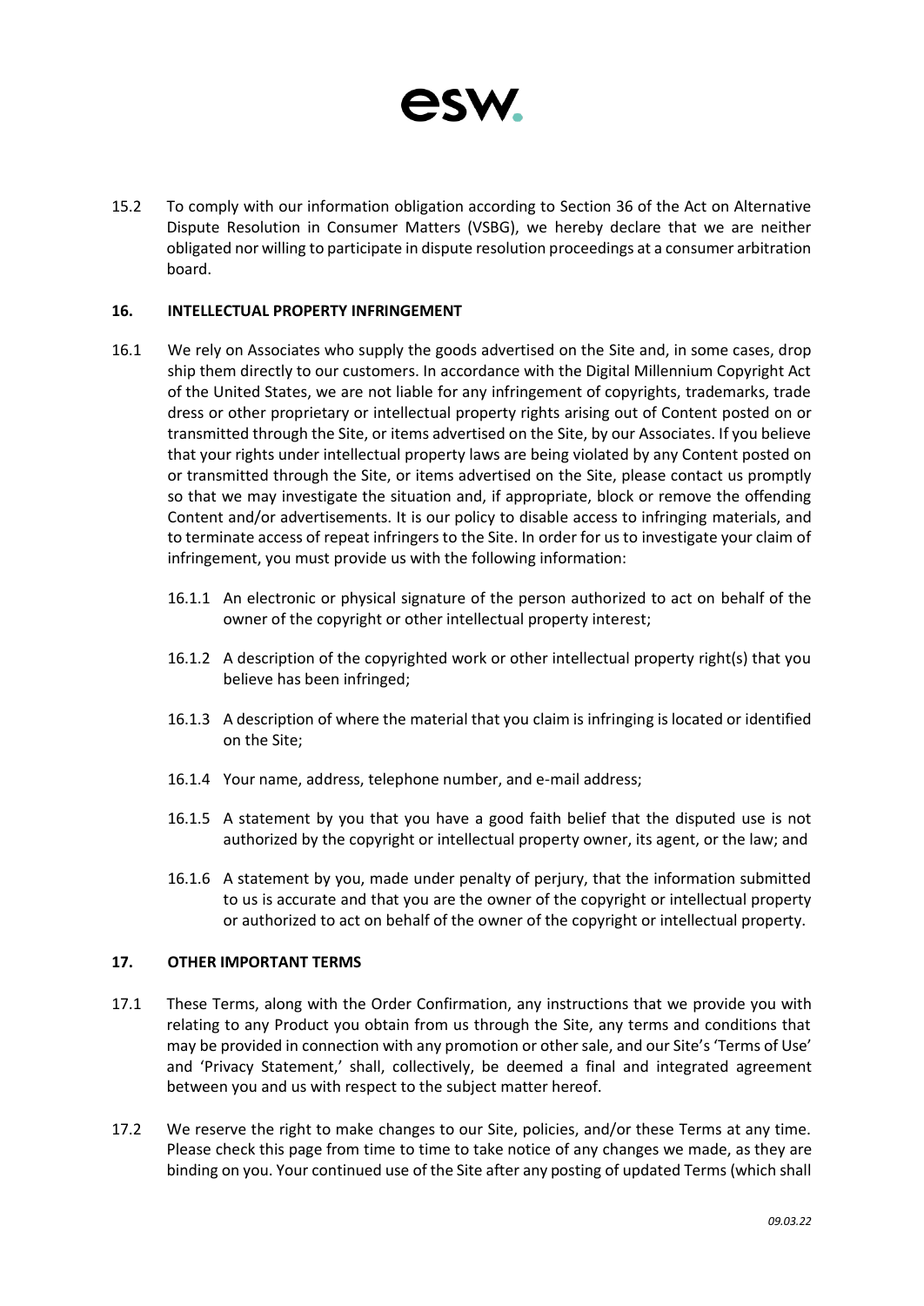15.2 To comply with our information obligation according to Section 36 of the Act on Alternative Dispute Resolution in Consumer Matters (VSBG), we hereby declare that we are neither obligated nor willing to participate in dispute resolution proceedings at a consumer arbitration board.

## 16. INTELLECTUAL PROPERTY INFRINGEMENT

16.1 We rely on Associates who supply the goods advertised on the Site and, in some cases, drop ship them directly to our customers. In accordance with the Digital Millennium Copyright Act of the United States, we are not liable for any infringement of copyrights, trademarks, trade dress or other proprietary or intellectual property rights arising out of Content posted on or transmitted through the Site, or items advertised on the Site, by our Associates. If you believe that your rights under intellectual property laws are being violated by any Content posted on or transmitted through the Site, or items advertised on the Site, please contact us promptly so that we may investigate the situation and, if appropriate, block or remove the offending Content and/or advertisements. It is our policy to disable access to infringing materials, and to terminate access of repeat infringers to the Site. In order for us to investigate your claim of infringement, you must provide us with the following information:

16.1.1 An electronic or physical signature of the person authorized to act on behalf of the owner of the copyright or other intellectual property interest;

16.1.2 A description of the copyrighted work or other intellectual property right(s) that you believe has been infringed;

16.1.3 A description of where the material that you claim is infringing is located or identified on the Site;

16.1.4 Your name, address, telephone number, and e-mail address;

16.1.5 A statement by you that you have a good faith belief that the disputed use is not authorized by the copyright or intellectual property owner, its agent, or the law; and

16.1.6 A statement by you, made under penalty of perjury, that the information submitted to us is accurate and that you are the owner of the copyright or intellectual property or authorized to act on behalf of the owner of the copyright or intellectual property.

## 17. OTHER IMPORTANT TERMS

17.1 These Terms, along with the Order Confirmation, any instructions that we provide you with relating to any Product you obtain from us through the Site, any terms and conditions that may be provided in connection with any promotion or other sale, and our Site's 'Terms of Use' and 'Privacy Statement,' shall, collectively, be deemed a final and integrated agreement between you and us with respect to the subject matter hereof.

17.2 We reserve the right to make changes to our Site, policies, and/or these Terms at any time. Please check this page from time to time to take notice of any changes we made, as they are binding on you. Your continued use of the Site after any posting of updated Terms (which shall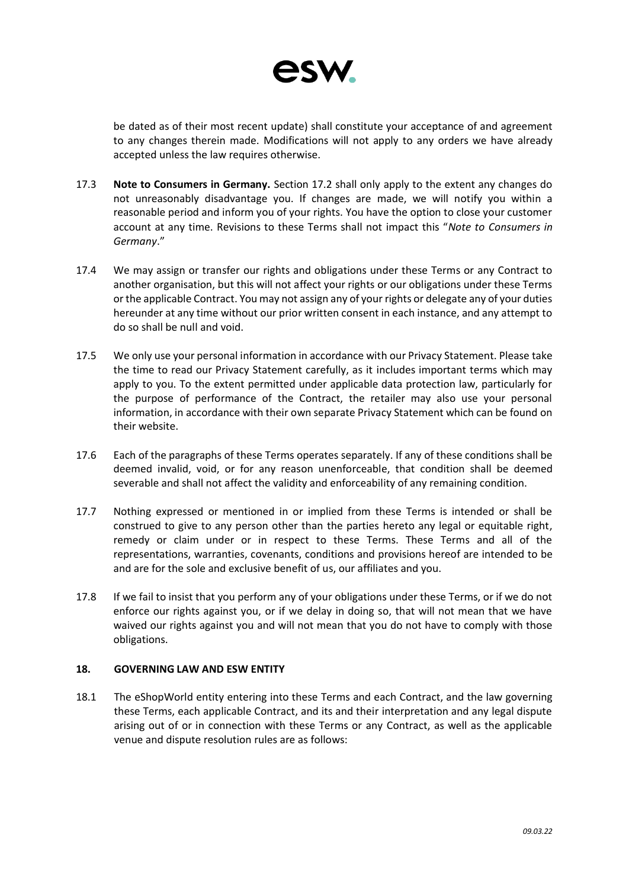be dated as of their most recent update) shall constitute your acceptance of and agreement to any changes therein made. Modifications will not apply to any orders we have already accepted unless the law requires otherwise.

17.3 **Note to Consumers in Germany.** Section 17.2 shall only apply to the extent any changes do not unreasonably disadvantage you. If changes are made, we will notify you within a reasonable period and inform you of your rights. You have the option to close your customer account at any time. Revisions to these Terms shall not impact this "*Note to Consumers in Germany*."

17.4 We may assign or transfer our rights and obligations under these Terms or any Contract to another organisation, but this will not affect your rights or our obligations under these Terms or the applicable Contract. You may not assign any of your rights or delegate any of your duties hereunder at any time without our prior written consent in each instance, and any attempt to do so shall be null and void.

17.5 We only use your personal information in accordance with our Privacy Statement. Please take the time to read our Privacy Statement carefully, as it includes important terms which may apply to you. To the extent permitted under applicable data protection law, particularly for the purpose of performance of the Contract, the retailer may also use your personal information, in accordance with their own separate Privacy Statement which can be found on their website.

17.6 Each of the paragraphs of these Terms operates separately. If any of these conditions shall be deemed invalid, void, or for any reason unenforceable, that condition shall be deemed severable and shall not affect the validity and enforceability of any remaining condition.

17.7 Nothing expressed or mentioned in or implied from these Terms is intended or shall be construed to give to any person other than the parties hereto any legal or equitable right, remedy or claim under or in respect to these Terms. These Terms and all of the representations, warranties, covenants, conditions and provisions hereof are intended to be and are for the sole and exclusive benefit of us, our affiliates and you.

17.8 If we fail to insist that you perform any of your obligations under these Terms, or if we do not enforce our rights against you, or if we delay in doing so, that will not mean that we have waived our rights against you and will not mean that you do not have to comply with those obligations.

## 18. GOVERNING LAW AND ESW ENTITY

18.1 The eShopWorld entity entering into these Terms and each Contract, and the law governing these Terms, each applicable Contract, and its and their interpretation and any legal dispute arising out of or in connection with these Terms or any Contract, as well as the applicable venue and dispute resolution rules are as follows: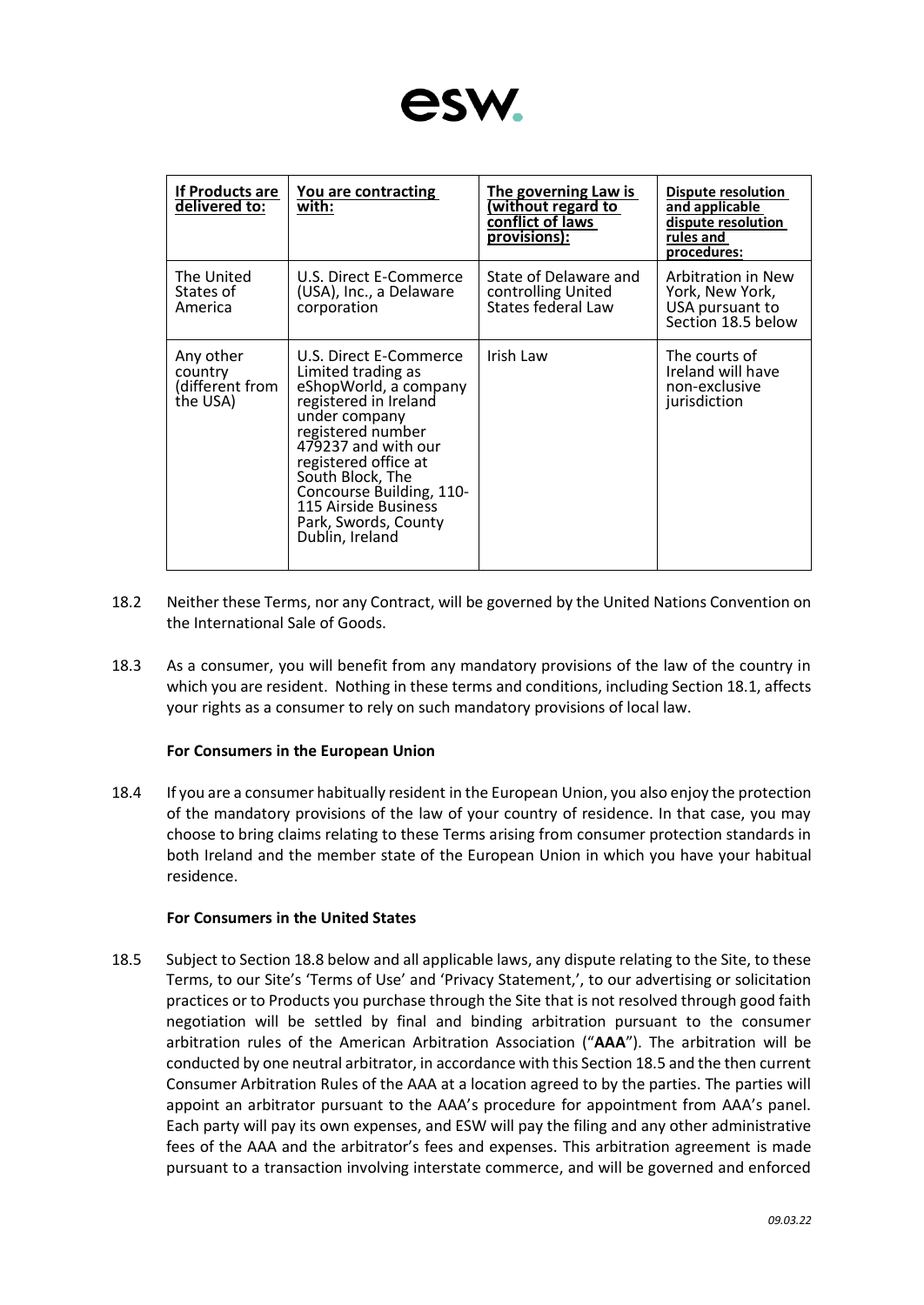| If Products are delivered to: | You are contracting with: | The governing Law is (without regard to conflict of laws provisions): | Dispute resolution and applicable dispute resolution rules and procedures: |
|---|---|---|---|
| The United States of America | U.S. Direct E-Commerce (USA), Inc., a Delaware corporation | State of Delaware and controlling United States federal Law | Arbitration in New York, New York, USA pursuant to Section 18.5 below |
| Any other country (different from the USA) | U.S. Direct E-Commerce Limited trading as eShopWorld, a company registered in Ireland under company registered number 479237 and with our registered office at South Block, The Concourse Building, 110-115 Airside Business Park, Swords, County Dublin, Ireland | Irish Law | The courts of Ireland will have non-exclusive jurisdiction |

18.2 Neither these Terms, nor any Contract, will be governed by the United Nations Convention on the International Sale of Goods.

18.3 As a consumer, you will benefit from any mandatory provisions of the law of the country in which you are resident. Nothing in these terms and conditions, including Section 18.1, affects your rights as a consumer to rely on such mandatory provisions of local law.

**For Consumers in the European Union**

18.4 If you are a consumer habitually resident in the European Union, you also enjoy the protection of the mandatory provisions of the law of your country of residence. In that case, you may choose to bring claims relating to these Terms arising from consumer protection standards in both Ireland and the member state of the European Union in which you have your habitual residence.

**For Consumers in the United States**

18.5 Subject to Section 18.8 below and all applicable laws, any dispute relating to the Site, to these Terms, to our Site's 'Terms of Use' and 'Privacy Statement,', to our advertising or solicitation practices or to Products you purchase through the Site that is not resolved through good faith negotiation will be settled by final and binding arbitration pursuant to the consumer arbitration rules of the American Arbitration Association ("**AAA**"). The arbitration will be conducted by one neutral arbitrator, in accordance with this Section 18.5 and the then current Consumer Arbitration Rules of the AAA at a location agreed to by the parties. The parties will appoint an arbitrator pursuant to the AAA's procedure for appointment from AAA's panel. Each party will pay its own expenses, and ESW will pay the filing and any other administrative fees of the AAA and the arbitrator's fees and expenses. This arbitration agreement is made pursuant to a transaction involving interstate commerce, and will be governed and enforced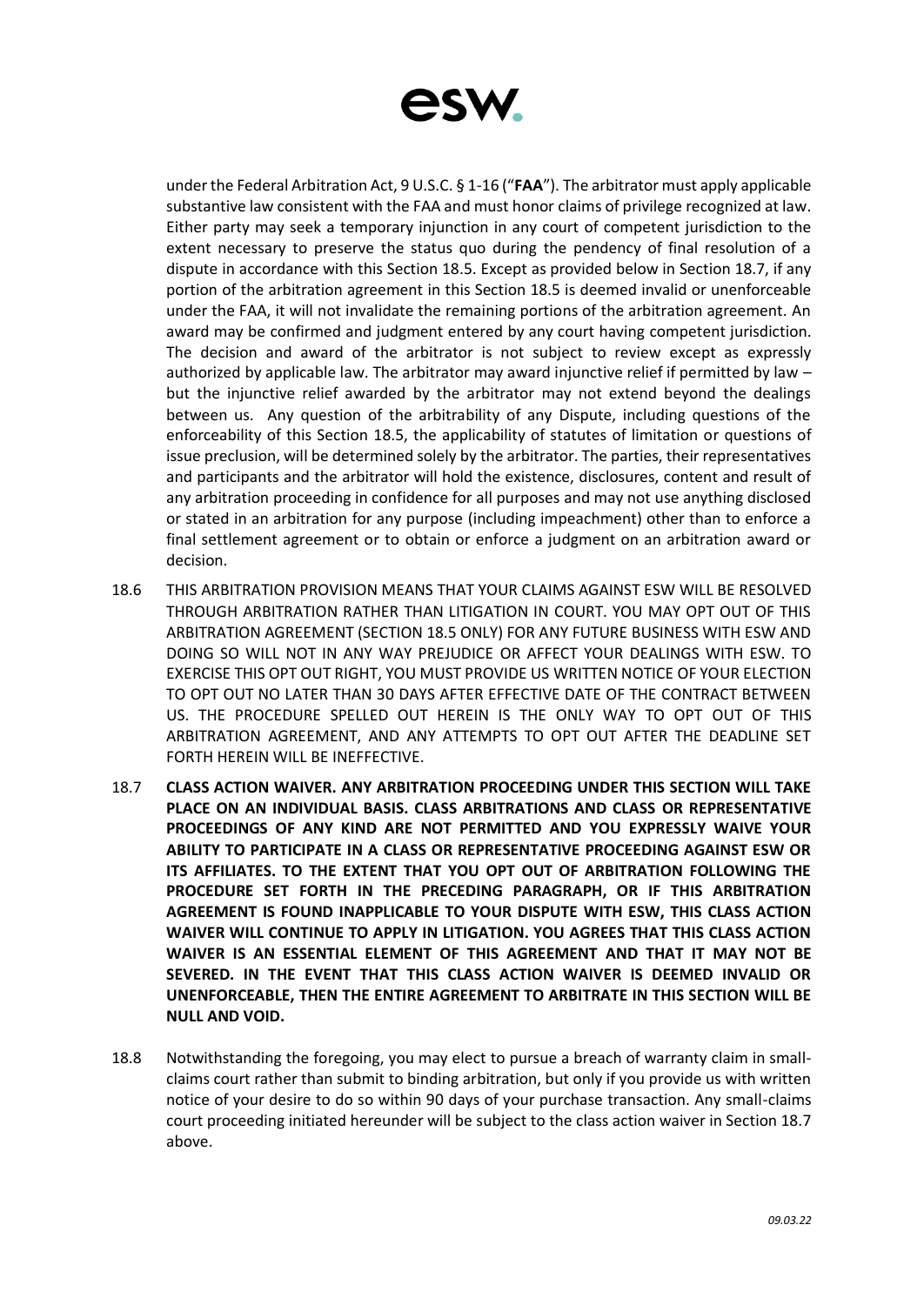under the Federal Arbitration Act, 9 U.S.C. § 1-16 ("**FAA**"). The arbitrator must apply applicable substantive law consistent with the FAA and must honor claims of privilege recognized at law. Either party may seek a temporary injunction in any court of competent jurisdiction to the extent necessary to preserve the status quo during the pendency of final resolution of a dispute in accordance with this Section 18.5. Except as provided below in Section 18.7, if any portion of the arbitration agreement in this Section 18.5 is deemed invalid or unenforceable under the FAA, it will not invalidate the remaining portions of the arbitration agreement. An award may be confirmed and judgment entered by any court having competent jurisdiction. The decision and award of the arbitrator is not subject to review except as expressly authorized by applicable law. The arbitrator may award injunctive relief if permitted by law – but the injunctive relief awarded by the arbitrator may not extend beyond the dealings between us. Any question of the arbitrability of any Dispute, including questions of the enforceability of this Section 18.5, the applicability of statutes of limitation or questions of issue preclusion, will be determined solely by the arbitrator. The parties, their representatives and participants and the arbitrator will hold the existence, disclosures, content and result of any arbitration proceeding in confidence for all purposes and may not use anything disclosed or stated in an arbitration for any purpose (including impeachment) other than to enforce a final settlement agreement or to obtain or enforce a judgment on an arbitration award or decision.

18.6 THIS ARBITRATION PROVISION MEANS THAT YOUR CLAIMS AGAINST ESW WILL BE RESOLVED THROUGH ARBITRATION RATHER THAN LITIGATION IN COURT. YOU MAY OPT OUT OF THIS ARBITRATION AGREEMENT (SECTION 18.5 ONLY) FOR ANY FUTURE BUSINESS WITH ESW AND DOING SO WILL NOT IN ANY WAY PREJUDICE OR AFFECT YOUR DEALINGS WITH ESW. TO EXERCISE THIS OPT OUT RIGHT, YOU MUST PROVIDE US WRITTEN NOTICE OF YOUR ELECTION TO OPT OUT NO LATER THAN 30 DAYS AFTER EFFECTIVE DATE OF THE CONTRACT BETWEEN US. THE PROCEDURE SPELLED OUT HEREIN IS THE ONLY WAY TO OPT OUT OF THIS ARBITRATION AGREEMENT, AND ANY ATTEMPTS TO OPT OUT AFTER THE DEADLINE SET FORTH HEREIN WILL BE INEFFECTIVE.

18.7 **CLASS ACTION WAIVER. ANY ARBITRATION PROCEEDING UNDER THIS SECTION WILL TAKE PLACE ON AN INDIVIDUAL BASIS. CLASS ARBITRATIONS AND CLASS OR REPRESENTATIVE PROCEEDINGS OF ANY KIND ARE NOT PERMITTED AND YOU EXPRESSLY WAIVE YOUR ABILITY TO PARTICIPATE IN A CLASS OR REPRESENTATIVE PROCEEDING AGAINST ESW OR ITS AFFILIATES. TO THE EXTENT THAT YOU OPT OUT OF ARBITRATION FOLLOWING THE PROCEDURE SET FORTH IN THE PRECEDING PARAGRAPH, OR IF THIS ARBITRATION AGREEMENT IS FOUND INAPPLICABLE TO YOUR DISPUTE WITH ESW, THIS CLASS ACTION WAIVER WILL CONTINUE TO APPLY IN LITIGATION. YOU AGREES THAT THIS CLASS ACTION WAIVER IS AN ESSENTIAL ELEMENT OF THIS AGREEMENT AND THAT IT MAY NOT BE SEVERED. IN THE EVENT THAT THIS CLASS ACTION WAIVER IS DEEMED INVALID OR UNENFORCEABLE, THEN THE ENTIRE AGREEMENT TO ARBITRATE IN THIS SECTION WILL BE NULL AND VOID.**

18.8 Notwithstanding the foregoing, you may elect to pursue a breach of warranty claim in small-claims court rather than submit to binding arbitration, but only if you provide us with written notice of your desire to do so within 90 days of your purchase transaction. Any small-claims court proceeding initiated hereunder will be subject to the class action waiver in Section 18.7 above.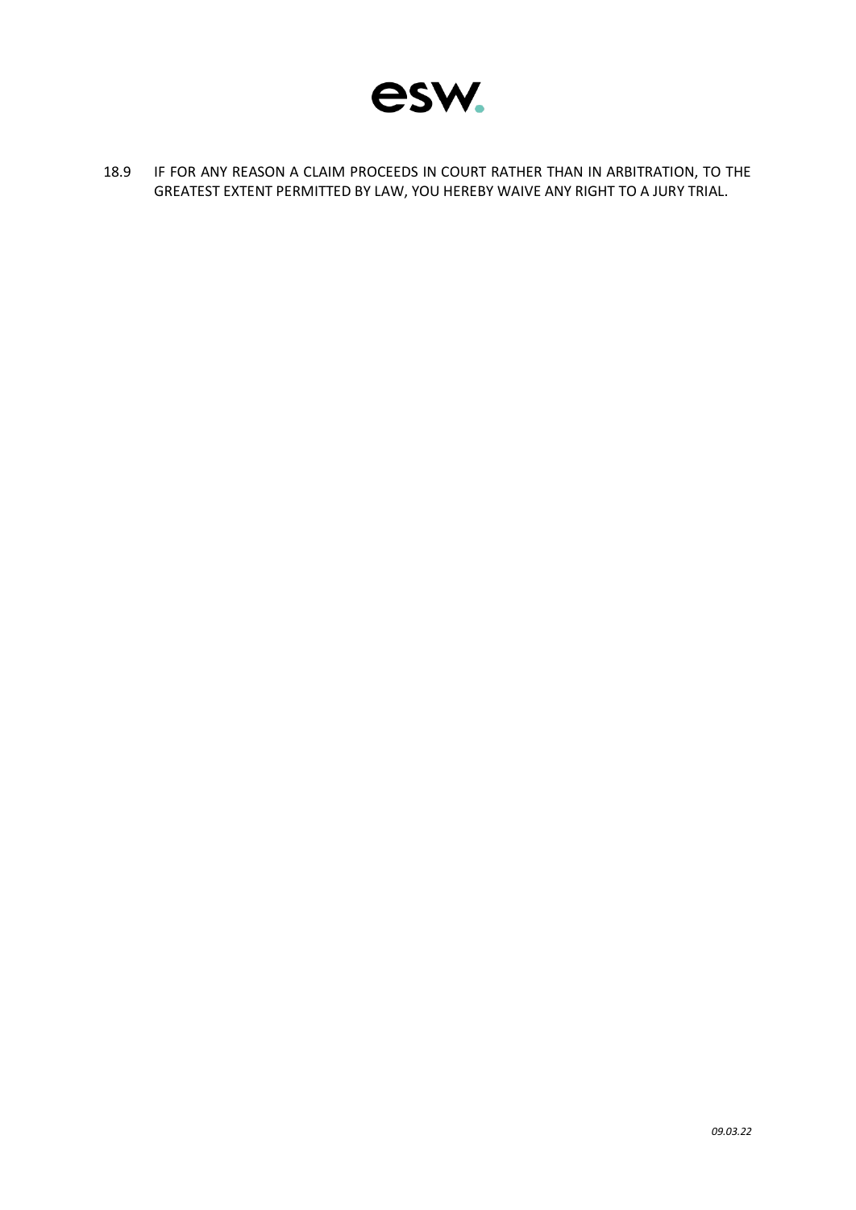18.9 IF FOR ANY REASON A CLAIM PROCEEDS IN COURT RATHER THAN IN ARBITRATION, TO THE GREATEST EXTENT PERMITTED BY LAW, YOU HEREBY WAIVE ANY RIGHT TO A JURY TRIAL.